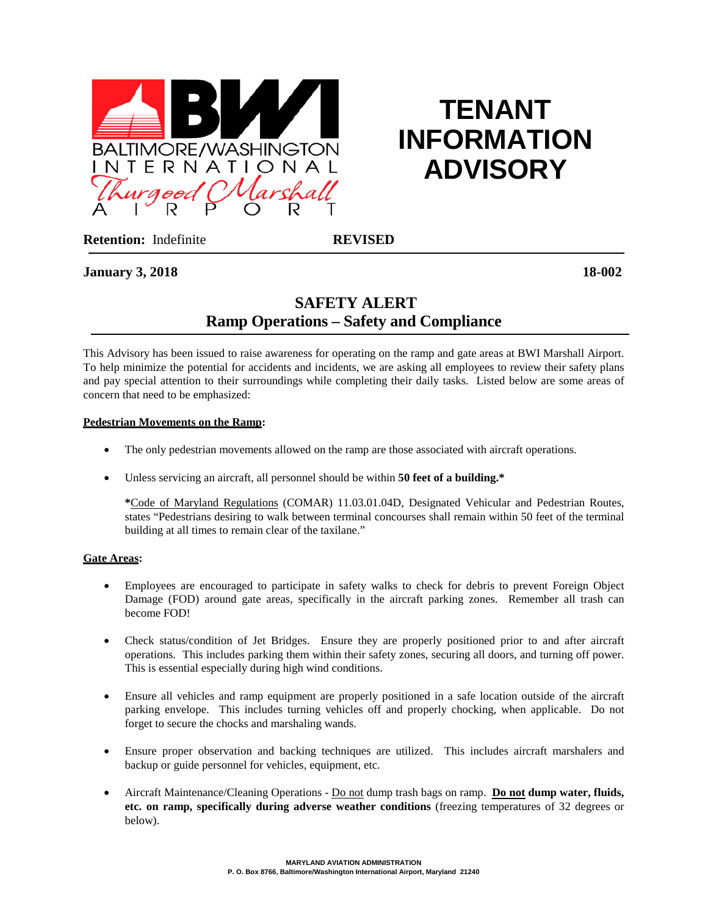BALTIMORE/WASHINGTON INTERNATIONAL Thurgood Marshall AIRPORT

# TENANT INFORMATION ADVISORY

**Retention:** Indefinite **REVISED**

**January 3, 2018** **18-002**

## SAFETY ALERT
## Ramp Operations – Safety and Compliance

This Advisory has been issued to raise awareness for operating on the ramp and gate areas at BWI Marshall Airport. To help minimize the potential for accidents and incidents, we are asking all employees to review their safety plans and pay special attention to their surroundings while completing their daily tasks. Listed below are some areas of concern that need to be emphasized:

**Pedestrian Movements on the Ramp:**

- The only pedestrian movements allowed on the ramp are those associated with aircraft operations.

- Unless servicing an aircraft, all personnel should be within **50 feet of a building.***

  ***Code of Maryland Regulations** (COMAR) 11.03.01.04D, Designated Vehicular and Pedestrian Routes, states "Pedestrians desiring to walk between terminal concourses shall remain within 50 feet of the terminal building at all times to remain clear of the taxilane."

**Gate Areas:**

- Employees are encouraged to participate in safety walks to check for debris to prevent Foreign Object Damage (FOD) around gate areas, specifically in the aircraft parking zones. Remember all trash can become FOD!

- Check status/condition of Jet Bridges. Ensure they are properly positioned prior to and after aircraft operations. This includes parking them within their safety zones, securing all doors, and turning off power. This is essential especially during high wind conditions.

- Ensure all vehicles and ramp equipment are properly positioned in a safe location outside of the aircraft parking envelope. This includes turning vehicles off and properly chocking, when applicable. Do not forget to secure the chocks and marshaling wands.

- Ensure proper observation and backing techniques are utilized. This includes aircraft marshalers and backup or guide personnel for vehicles, equipment, etc.

- Aircraft Maintenance/Cleaning Operations - Do not dump trash bags on ramp. **Do not dump water, fluids, etc. on ramp, specifically during adverse weather conditions** (freezing temperatures of 32 degrees or below).

MARYLAND AVIATION ADMINISTRATION
P. O. Box 8766, Baltimore/Washington International Airport, Maryland 21240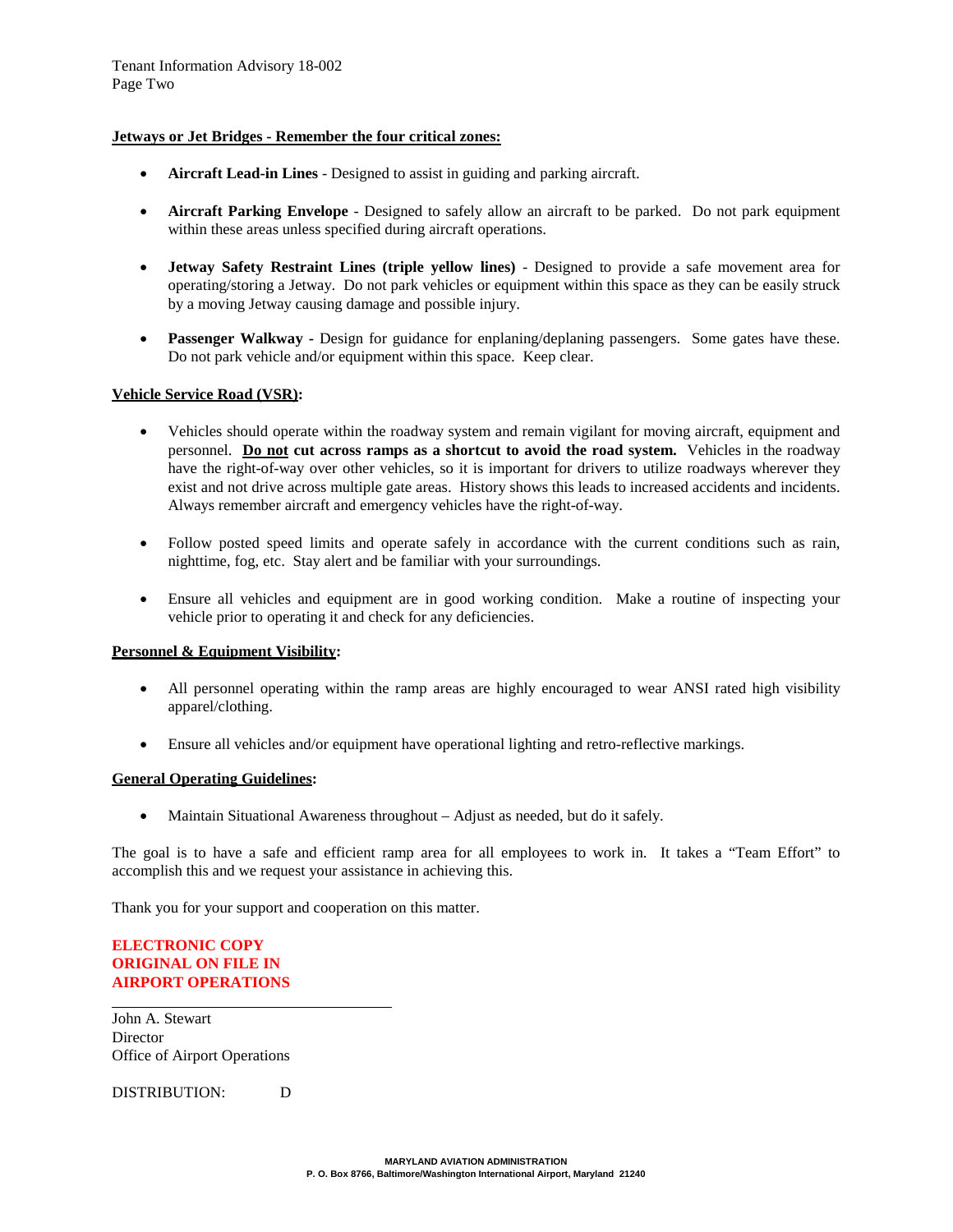**Jetways or Jet Bridges - Remember the four critical zones:**

- **Aircraft Lead-in Lines** - Designed to assist in guiding and parking aircraft.
- **Aircraft Parking Envelope** - Designed to safely allow an aircraft to be parked. Do not park equipment within these areas unless specified during aircraft operations.
- **Jetway Safety Restraint Lines (triple yellow lines)** - Designed to provide a safe movement area for operating/storing a Jetway. Do not park vehicles or equipment within this space as they can be easily struck by a moving Jetway causing damage and possible injury.
- **Passenger Walkway** - Design for guidance for enplaning/deplaning passengers. Some gates have these. Do not park vehicle and/or equipment within this space. Keep clear.

**Vehicle Service Road (VSR):**

- Vehicles should operate within the roadway system and remain vigilant for moving aircraft, equipment and personnel. **Do not cut across ramps as a shortcut to avoid the road system.** Vehicles in the roadway have the right-of-way over other vehicles, so it is important for drivers to utilize roadways wherever they exist and not drive across multiple gate areas. History shows this leads to increased accidents and incidents. Always remember aircraft and emergency vehicles have the right-of-way.
- Follow posted speed limits and operate safely in accordance with the current conditions such as rain, nighttime, fog, etc. Stay alert and be familiar with your surroundings.
- Ensure all vehicles and equipment are in good working condition. Make a routine of inspecting your vehicle prior to operating it and check for any deficiencies.

**Personnel & Equipment Visibility:**

- All personnel operating within the ramp areas are highly encouraged to wear ANSI rated high visibility apparel/clothing.
- Ensure all vehicles and/or equipment have operational lighting and retro-reflective markings.

**General Operating Guidelines:**

- Maintain Situational Awareness throughout – Adjust as needed, but do it safely.

The goal is to have a safe and efficient ramp area for all employees to work in. It takes a "Team Effort" to accomplish this and we request your assistance in achieving this.

Thank you for your support and cooperation on this matter.

**ELECTRONIC COPY**
**ORIGINAL ON FILE IN**
**AIRPORT OPERATIONS**

John A. Stewart
Director
Office of Airport Operations

DISTRIBUTION: D

MARYLAND AVIATION ADMINISTRATION
P. O. Box 8766, Baltimore/Washington International Airport, Maryland 21240